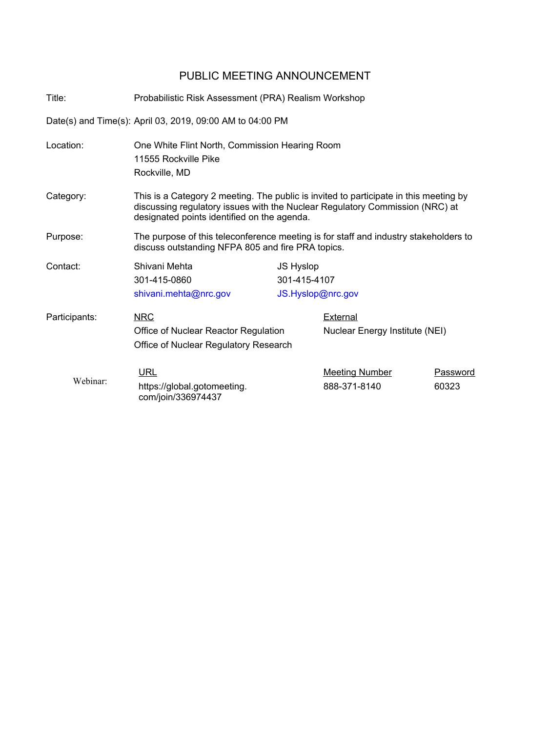# PUBLIC MEETING ANNOUNCEMENT

| | |
|---|---|
| Title: | Probabilistic Risk Assessment (PRA) Realism Workshop |
| Date(s) and Time(s): | April 03, 2019, 09:00 AM to 04:00 PM |
| Location: | One White Flint North, Commission Hearing Room<br>11555 Rockville Pike<br>Rockville, MD |
| Category: | This is a Category 2 meeting. The public is invited to participate in this meeting by discussing regulatory issues with the Nuclear Regulatory Commission (NRC) at designated points identified on the agenda. |
| Purpose: | The purpose of this teleconference meeting is for staff and industry stakeholders to discuss outstanding NFPA 805 and fire PRA topics. |

Contact:

| | |
|---|---|
| Shivani Mehta | JS Hyslop |
| 301-415-0860 | 301-415-4107 |
| shivani.mehta@nrc.gov | JS.Hyslop@nrc.gov |

Participants:

| NRC | External |
|---|---|
| Office of Nuclear Reactor Regulation | Nuclear Energy Institute (NEI) |
| Office of Nuclear Regulatory Research | |

Webinar:

| URL | Meeting Number | Password |
|---|---|---|
| https://global.gotomeeting.com/join/336974437 | 888-371-8140 | 60323 |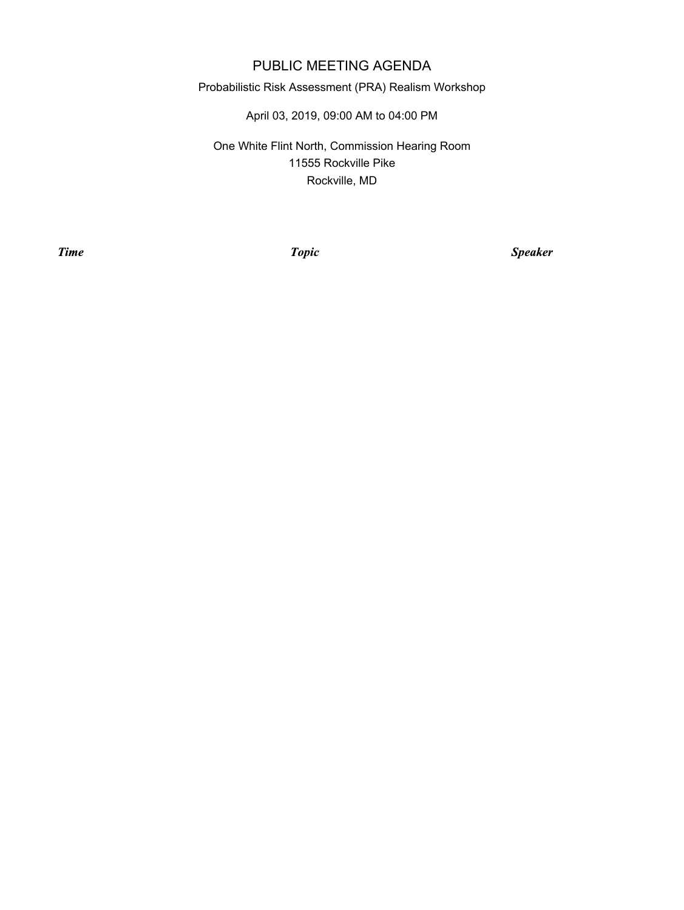# PUBLIC MEETING AGENDA

Probabilistic Risk Assessment (PRA) Realism Workshop

April 03, 2019, 09:00 AM to 04:00 PM

One White Flint North, Commission Hearing Room
11555 Rockville Pike
Rockville, MD

| ***Time*** | ***Topic*** | ***Speaker*** |
| --- | --- | --- |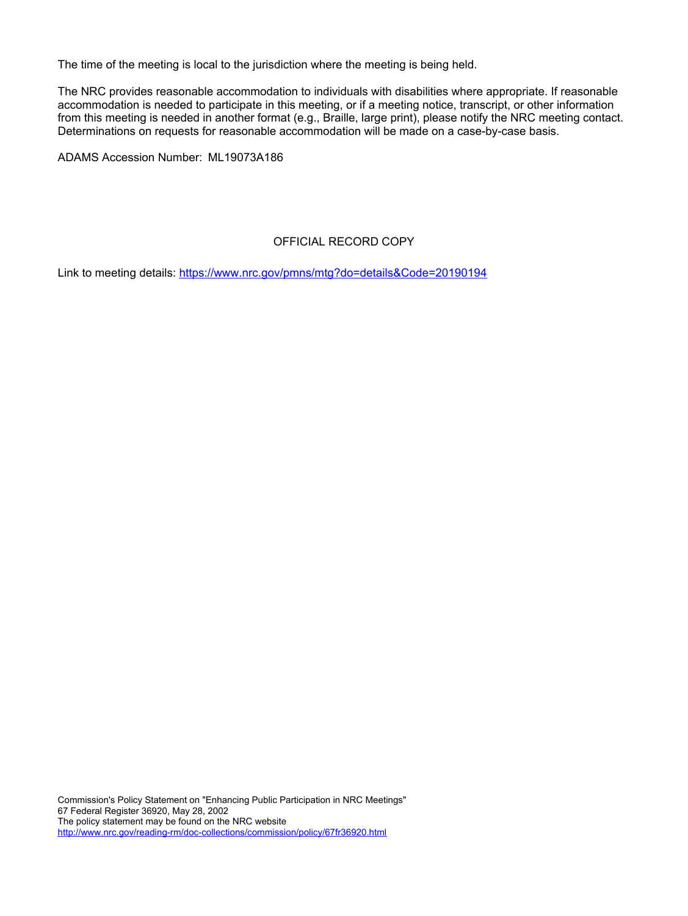The time of the meeting is local to the jurisdiction where the meeting is being held.

The NRC provides reasonable accommodation to individuals with disabilities where appropriate. If reasonable accommodation is needed to participate in this meeting, or if a meeting notice, transcript, or other information from this meeting is needed in another format (e.g., Braille, large print), please notify the NRC meeting contact. Determinations on requests for reasonable accommodation will be made on a case-by-case basis.

ADAMS Accession Number: ML19073A186

OFFICIAL RECORD COPY

Link to meeting details: https://www.nrc.gov/pmns/mtg?do=details&Code=20190194

Commission's Policy Statement on "Enhancing Public Participation in NRC Meetings"
67 Federal Register 36920, May 28, 2002
The policy statement may be found on the NRC website
http://www.nrc.gov/reading-rm/doc-collections/commission/policy/67fr36920.html